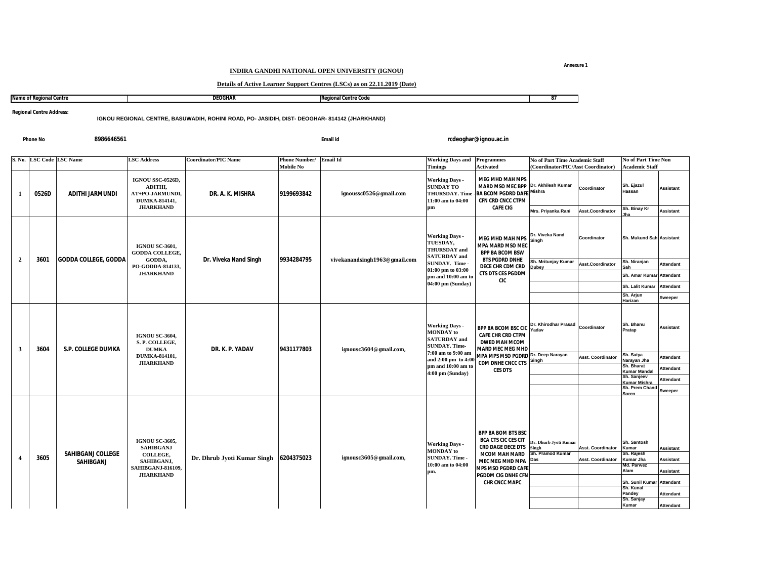Annexure 1

# INDIRA GANDHI NATIONAL OPEN UNIVERSITY (IGNOU)

## Details of Active Learner Support Centres (LSCs) as on 22.11.2019 (Date)

| Name of Regional Centre | DEOGHAR | Regional Centre Code | 87 |
|---|---|---|---|

**Regional Centre Address:** IGNOU REGIONAL CENTRE, BASUWADIH, ROHINI ROAD, PO- JASIDIH, DIST- DEOGHAR- 814142 (JHARKHAND)

**Phone No** 8986646561 **Email id** rcdeoghar@ignou.ac.in

| S. No. | LSC Code | LSC Name | LSC Address | Coordinator/PIC Name | Phone Number/ Mobile No | Email Id | Working Days and Timings | Programmes Activated | No of Part Time Academic Staff (Coordinator/PIC/Asst Coordinator) | | No of Part Time Non Academic Staff | |
|---|---|---|---|---|---|---|---|---|---|---|---|---|
| 1 | 0526D | ADITHI JARMUNDI | IGNOU SSC-0526D, ADITHI, AT+PO-JARMUNDI, DUMKA-814141, JHARKHAND | DR. A. K. MISHRA | 9199693842 | ignoussc0526@gmail.com | Working Days - SUNDAY TO THURSDAY. Time - 11:00 am to 04:00 pm | MEG MHD MAH MPS MARD MSO MEC BPP BA BCOM PGDRD DAFE CFN CRD CNCC CTPM CAFE CIG | Dr. Akhilesh Kumar Mishra | Coordinator | Sh. Ejazul Hassan | Assistant |
| | | | | | | | | | Mrs. Priyanka Rani | Asst.Coordinator | Sh. Binay Kr Jha | Assistant |
| 2 | 3601 | GODDA COLLEGE, GODDA | IGNOU SC-3601, GODDA COLLEGE, GODDA, PO-GODDA-814133, JHARKHAND | Dr. Viveka Nand Singh | 9934284795 | vivekanandsingh1963@gmail.com | Working Days - TUESDAY, THURSDAY and SATURDAY and SUNDAY. Time - 01:00 pm to 03:00 pm and 10:00 am to 04:00 pm (Sunday) | MEG MHD MAH MPS MPA MARD MSO MEC BPP BA BCOM BSW BTS PGDRD DNHE DECE CHR CDM CRD CTS DTS CES PGDDM CIC | Dr. Viveka Nand Singh | Coordinator | Sh. Mukund Sah | Assistant |
| | | | | | | | | | Sh. Mritunjay Kumar Dubey | Asst.Coordinator | Sh. Niranjan Sah | Attendant |
| | | | | | | | | | | | Sh. Amar Kumar | Attendant |
| | | | | | | | | | | | Sh. Lalit Kumar | Attendant |
| | | | | | | | | | | | Sh. Arjun Harizan | Sweeper |
| 3 | 3604 | S.P. COLLEGE DUMKA | IGNOU SC-3604, S. P. COLLEGE, DUMKA DUMKA-814101, JHARKHAND | DR. K. P. YADAV | 9431177803 | ignousc3604@gmail.com, | Working Days - MONDAY to SATURDAY and SUNDAY. Time- 7:00 am to 9:00 am and 2:00 pm to 4:00 pm and 10:00 am to 4:00 pm (Sunday) | BPP BA BCOM BSC CIC CAFE CHR CRD CTPM DWED MAH MCOM MARD MEC MEG MHD MPA MPS MSO PGDRD CDM DNHE CNCC CTS CES DTS | Dr. Khirodhar Prasad Yadav | Coordinator | Sh. Bhanu Pratap | Assistant |
| | | | | | | | | | Dr. Deep Narayan Singh | Asst. Coordinator | Sh. Satya Narayan Jha | Attendant |
| | | | | | | | | | | | Sh. Bharat Kumar Mandal | Attendant |
| | | | | | | | | | | | Sh. Sanjeev Kumar Mishra | Attendant |
| | | | | | | | | | | | Sh. Prem Chand Soren | Sweeper |
| 4 | 3605 | SAHIBGANJ COLLEGE SAHIBGANJ | IGNOU SC-3605, SAHIBGANJ COLLEGE, SAHIBGANJ, SAHIBGANJ-816109, JHARKHAND | Dr. Dhrub Jyoti Kumar Singh | 6204375023 | ignousc3605@gmail.com, | Working Days - MONDAY to SUNDAY. Time - 10:00 am to 04:00 pm. | BPP BA BOM BTS BSC BCA CTS CIC CES CIT CRD DAGE DECE DTS MCOM MAH MARD MEC MEG MHD MPA MPS MSO PGDRD CAFE PGDDM CIG DNHE CFN CHR CNCC MAPC | Dr. Dhurb Jyoti Kumar Singh | Asst. Coordinator | Sh. Santosh Kumar | Assistant |
| | | | | | | | | | Sh. Pramod Kumar Das | Asst. Coordinator | Sh. Rajesh Kumar Jha | Assistant |
| | | | | | | | | | | | Md. Parwez Alam | Assistant |
| | | | | | | | | | | | Sh. Sunil Kumar | Attendant |
| | | | | | | | | | | | Sh. Kunal Pandey | Attendant |
| | | | | | | | | | | | Sh. Sanjay Kumar | Attendant |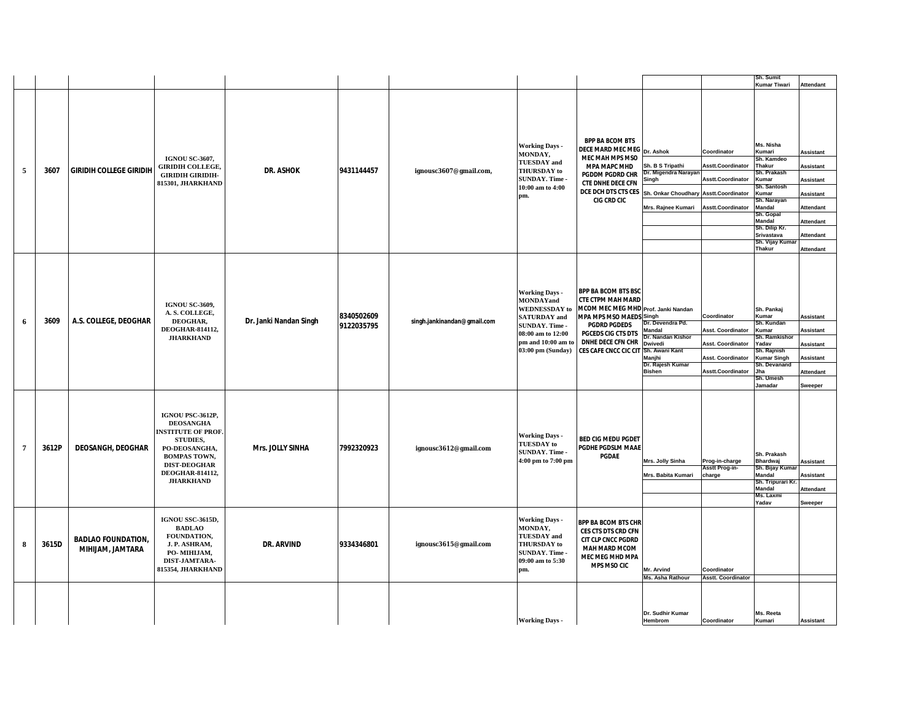| | | | | | | | | | | | | |
|---|---|---|---|---|---|---|---|---|---|---|---|---|
| | | | | | | | | | | | Sh. Sumit Kumar Tiwari | Attendant |
| 5 | 3607 | GIRIDIH COLLEGE GIRIDIH | IGNOU SC-3607, GIRIDIH COLLEGE, GIRIDIH GIRIDIH-815301, JHARKHAND | DR. ASHOK | 9431144457 | ignousc3607@gmail.com, | Working Days - MONDAY, TUESDAY and THURSDAY to SUNDAY. Time - 10:00 am to 4:00 pm. | BPP BA BCOM BTS DECE MARD MEC MEG MEC MAH MPS MSO MPA MAPC MHD PGDDM PGRD CHR CTE DNHE DECE CFN DCE DCH DTS CTS CES CIG CRD CIC | Dr. Ashok | Coordinator | Ms. Nisha Kumari | Assistant |
| | | | | | | | | | Sh. B S Tripathi | Asstt.Coordinator | Sh. Kamdeo Thakur | Assistant |
| | | | | | | | | | Dr. Migendra Narayan Singh | Asstt.Coordinator | Sh. Prakash Kumar | Assistant |
| | | | | | | | | | Sh. Onkar Choudhary | Asstt.Coordinator | Sh. Santosh Kumar | Assistant |
| | | | | | | | | | Mrs. Rajnee Kumari | Asstt.Coordinator | Sh. Narayan Mandal | Attendant |
| | | | | | | | | | | | Sh. Gopal Mandal | Attendant |
| | | | | | | | | | | | Sh. Dilip Kr. Srivastava | Attendant |
| | | | | | | | | | | | Sh. Vijay Kumar Thakur | Attendant |
| 6 | 3609 | A.S. COLLEGE, DEOGHAR | IGNOU SC-3609, A. S. COLLEGE, DEOGHAR, DEOGHAR-814112, JHARKHAND | Dr. Janki Nandan Singh | 8340502609 9122035795 | singh.jankinandan@gmail.com | Working Days - MONDAYand WEDNESSDAY to SATURDAY and SUNDAY. Time - 08:00 am to 12:00 pm and 10:00 am to 03:00 pm (Sunday) | BPP BA BCOM BTS BSC CTE CTPM MAH MARD MCOM MEC MEG MHD MPA MPS MSO MAEDS PGDRD PGDEDS PGCEDS CIG CTS DTS DNHE DECE CFN CHR CES CAFE CNCC CIC CIT | Prof. Janki Nandan Singh | Coordinator | Sh. Pankaj Kumar | Assistant |
| | | | | | | | | | Dr. Devendra Pd. Mandal | Asst. Coordinator | Sh. Kundan Kumar | Assistant |
| | | | | | | | | | Dr. Nandan Kishor Dwivedi | Asst. Coordinator | Sh. Ramkishor Yadav | Assistant |
| | | | | | | | | | Sh. Awani Kant Manjhi | Asst. Coordinator | Sh. Rajnish Kumar Singh | Assistant |
| | | | | | | | | | Dr. Rajesh Kumar Bishen | Asstt.Coordinator | Sh. Devanand Jha | Attendant |
| | | | | | | | | | | | Sh. Umesh Jamadar | Sweeper |
| 7 | 3612P | DEOSANGH, DEOGHAR | IGNOU PSC-3612P, DEOSANGHA INSTITUTE OF PROF. STUDIES, PO-DEOSANGHA, BOMPAS TOWN, DIST-DEOGHAR DEOGHAR-814112, JHARKHAND | Mrs. JOLLY SINHA | 7992320923 | ignousc3612@gmail.com | Working Days - TUESDAY to SUNDAY. Time - 4:00 pm to 7:00 pm | BED CIG MEDU PGDET PGDHE PGDSLM MAAE PGDAE | Mrs. Jolly Sinha | Prog-in-charge | Sh. Prakash Bhardwaj | Assistant |
| | | | | | | | | | Mrs. Babita Kumari | Asstt Prog-in-charge | Sh. Bijay Kumar Mandal | Assistant |
| | | | | | | | | | | | Sh. Tripurari Kr. Mandal | Attendant |
| | | | | | | | | | | | Ms. Laxmi Yadav | Sweeper |
| 8 | 3615D | BADLAO FOUNDATION, MIHIJAM, JAMTARA | IGNOU SSC-3615D, BADLAO FOUNDATION, J. P. ASHRAM, PO- MIHIJAM, DIST-JAMTARA-815354, JHARKHAND | DR. ARVIND | 9334346801 | ignousc3615@gmail.com | Working Days - MONDAY, TUESDAY and THURSDAY to SUNDAY. Time - 09:00 am to 5:30 pm. | BPP BA BCOM BTS CHR CES CTS DTS CRD CFN CIT CLP CNCC PGDRD MAH MARD MCOM MEC MEG MHD MPA MPS MSO CIC | Mr. Arvind | Coordinator | | |
| | | | | | | | | | Ms. Asha Rathour | Asstt. Coordinator | | |
| | | | | | | | Working Days - | | Dr. Sudhir Kumar Hembrom | Coordinator | Ms. Reeta Kumari | Assistant |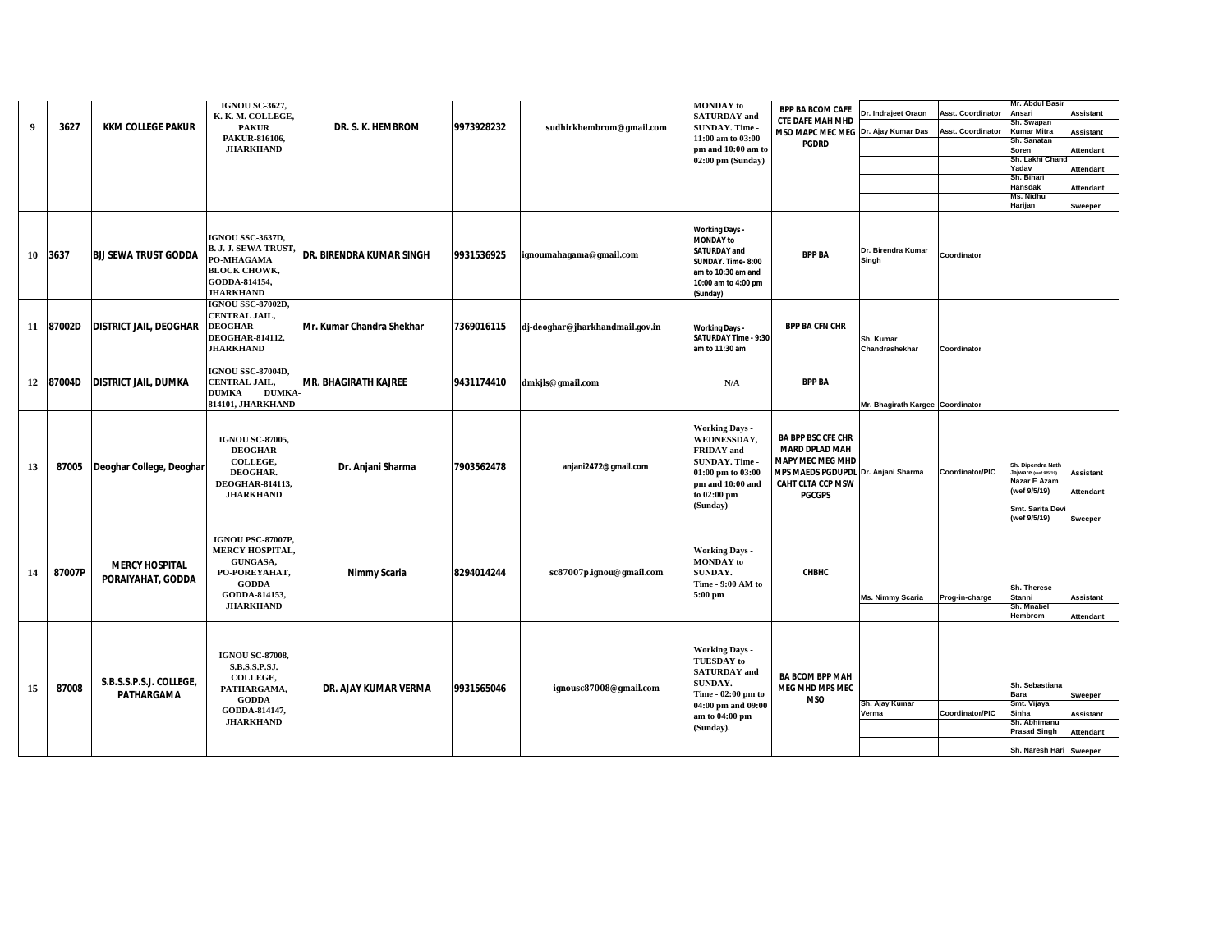| 9 | 3627 | KKM COLLEGE PAKUR | IGNOU SC-3627, K. K. M. COLLEGE, PAKUR PAKUR-816106, JHARKHAND | DR. S. K. HEMBROM | 9973928232 | sudhirkhembrom@gmail.com | MONDAY to SATURDAY and SUNDAY. Time - 11:00 am to 03:00 pm and 10:00 am to 02:00 pm (Sunday) | BPP BA BCOM CAFE CTE DAFE MAH MHD MSO MAPC MEC MEG PGDRD | Dr. Indrajeet Oraon | Asst. Coordinator | Mr. Abdul Basir Ansari | Assistant |
|---|---|---|---|---|---|---|---|---|---|---|---|---|
| | | | | | | | | | Dr. Ajay Kumar Das | Asst. Coordinator | Sh. Swapan Kumar Mitra | Assistant |
| | | | | | | | | | | | Sh. Sanatan Soren | Attendant |
| | | | | | | | | | | | Sh. Lakhi Chand Yadav | Attendant |
| | | | | | | | | | | | Sh. Bihari Hansdak | Attendant |
| | | | | | | | | | | | Ms. Nidhu Harijan | Sweeper |
| 10 | 3637 | BJJ SEWA TRUST GODDA | IGNOU SSC-3637D, B. J. J. SEWA TRUST, PO-MHAGAMA BLOCK CHOWK, GODDA-814154, JHARKHAND | DR. BIRENDRA KUMAR SINGH | 9931536925 | ignoumahagama@gmail.com | Working Days - MONDAY to SATURDAY and SUNDAY. Time- 8:00 am to 10:30 am and 10:00 am to 4:00 pm (Sunday) | BPP BA | Dr. Birendra Kumar Singh | Coordinator | | |
| 11 | 87002D | DISTRICT JAIL, DEOGHAR | IGNOU SSC-87002D, CENTRAL JAIL, DEOGHAR DEOGHAR-814112, JHARKHAND | Mr. Kumar Chandra Shekhar | 7369016115 | dj-deoghar@jharkhandmail.gov.in | Working Days - SATURDAY Time - 9:30 am to 11:30 am | BPP BA CFN CHR | Sh. Kumar Chandrashekhar | Coordinator | | |
| 12 | 87004D | DISTRICT JAIL, DUMKA | IGNOU SSC-87004D, CENTRAL JAIL, DUMKA DUMKA-814101, JHARKHAND | MR. BHAGIRATH KAJREE | 9431174410 | dmkjls@gmail.com | N/A | BPP BA | Mr. Bhagirath Kargee | Coordinator | | |
| 13 | 87005 | Deoghar College, Deoghar | IGNOU SC-87005, DEOGHAR COLLEGE, DEOGHAR. DEOGHAR-814113, JHARKHAND | Dr. Anjani Sharma | 7903562478 | anjani2472@gmail.com | Working Days - WEDNESSDAY, FRIDAY and SUNDAY. Time - 01:00 pm to 03:00 pm and 10:00 and to 02:00 pm (Sunday) | BA BPP BSC CFE CHR MARD DPLAD MAH MAPY MEC MEG MHD MPS MAEDS PGDUPDL CAHT CLTA CCP MSW PGCGPS | Dr. Anjani Sharma | Coordinator/PIC | Sh. Dipendra Nath Jajware (wef 9/5/19) | Assistant |
| | | | | | | | | | | | Nazar E Azam (wef 9/5/19) | Attendant |
| | | | | | | | | | | | Smt. Sarita Devi (wef 9/5/19) | Sweeper |
| 14 | 87007P | MERCY HOSPITAL PORAIYAHAT, GODDA | IGNOU PSC-87007P, MERCY HOSPITAL, GUNGASA, PO-POREYAHAT, GODDA GODDA-814153, JHARKHAND | Nimmy Scaria | 8294014244 | sc87007p.ignou@gmail.com | Working Days - MONDAY to SUNDAY. Time - 9:00 AM to 5:00 pm | CHBHC | Ms. Nimmy Scaria | Prog-in-charge | Sh. Therese Stanni | Assistant |
| | | | | | | | | | | | Sh. Mnabel Hembrom | Attendant |
| 15 | 87008 | S.B.S.S.P.S.J. COLLEGE, PATHARGAMA | IGNOU SC-87008, S.B.S.S.P.S.J. COLLEGE, PATHARGAMA, GODDA GODDA-814147, JHARKHAND | DR. AJAY KUMAR VERMA | 9931565046 | ignousc87008@gmail.com | Working Days - TUESDAY to SATURDAY and SUNDAY. Time - 02:00 pm to 04:00 pm and 09:00 am to 04:00 pm (Sunday). | BA BCOM BPP MAH MEG MHD MPS MEC MSO | | | Sh. Sebastiana Bara | Sweeper |
| | | | | | | | | | Sh. Ajay Kumar Verma | Coordinator/PIC | Smt. Vijaya Sinha | Assistant |
| | | | | | | | | | | | Sh. Abhimanu Prasad Singh | Attendant |
| | | | | | | | | | | | Sh. Naresh Hari | Sweeper |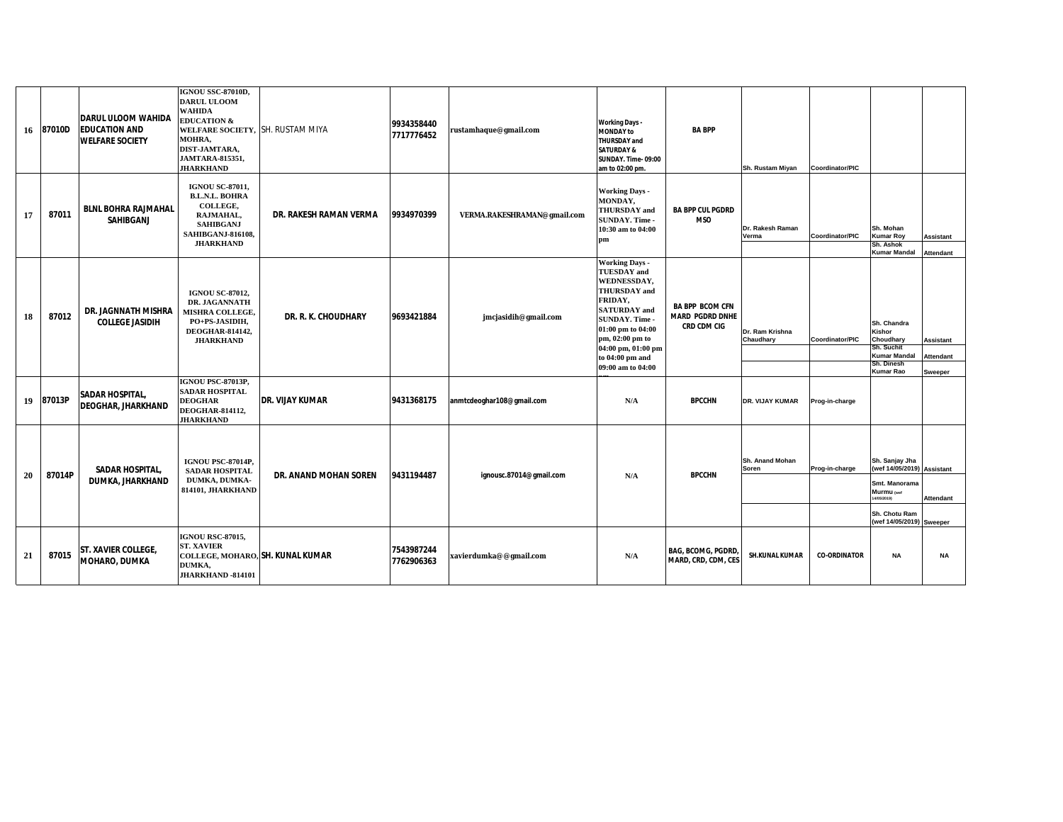| | | | | | | | | | | | | |
|---|---|---|---|---|---|---|---|---|---|---|---|---|
| 16 | 87010D | DARUL ULOOM WAHIDA EDUCATION AND WELFARE SOCIETY | IGNOU SSC-87010D, DARUL ULOOM WAHIDA EDUCATION & WELFARE SOCIETY, MOHRA, DIST-JAMTARA, JAMTARA-815351, JHARKHAND | SH. RUSTAM MIYA | 9934358440 7717776452 | rustamhaque@gmail.com | Working Days - MONDAY to THURSDAY and SATURDAY & SUNDAY. Time- 09:00 am to 02:00 pm. | BA BPP | Sh. Rustam Miyan | Coordinator/PIC | | |
| 17 | 87011 | BLNL BOHRA RAJMAHAL SAHIBGANJ | IGNOU SC-87011, B.L.N.L. BOHRA COLLEGE, RAJMAHAL, SAHIBGANJ SAHIBGANJ-816108, JHARKHAND | DR. RAKESH RAMAN VERMA | 9934970399 | VERMA.RAKESHRAMAN@gmail.com | Working Days - MONDAY, THURSDAY and SUNDAY. Time - 10:30 am to 04:00 pm | BA BPP CUL PGDRD MSO | Dr. Rakesh Raman Verma | Coordinator/PIC | Sh. Mohan Kumar Roy | Assistant |
| | | | | | | | | | | | Sh. Ashok Kumar Mandal | Attendant |
| 18 | 87012 | DR. JAGNNATH MISHRA COLLEGE JASIDIH | IGNOU SC-87012, DR. JAGANNATH MISHRA COLLEGE, PO+PS-JASIDIH, DEOGHAR-814142, JHARKHAND | DR. R. K. CHOUDHARY | 9693421884 | jmcjasidih@gmail.com | Working Days - TUESDAY and WEDNESSDAY, THURSDAY and FRIDAY, SATURDAY and SUNDAY. Time - 01:00 pm to 04:00 pm, 02:00 pm to 04:00 pm, 01:00 pm to 04:00 pm and 09:00 am to 04:00 pm | BA BPP BCOM CFN MARD PGDRD DNHE CRD CDM CIG | Dr. Ram Krishna Chaudhary | Coordinator/PIC | Sh. Chandra Kishor Choudhary | Assistant |
| | | | | | | | | | | | Sh. Suchit Kumar Mandal | Attendant |
| | | | | | | | | | | | Sh. Dinesh Kumar Rao | Sweeper |
| 19 | 87013P | SADAR HOSPITAL, DEOGHAR, JHARKHAND | IGNOU PSC-87013P, SADAR HOSPITAL DEOGHAR DEOGHAR-814112, JHARKHAND | DR. VIJAY KUMAR | 9431368175 | anmtcdeoghar108@gmail.com | N/A | BPCCHN | DR. VIJAY KUMAR | Prog-in-charge | | |
| 20 | 87014P | SADAR HOSPITAL, DUMKA, JHARKHAND | IGNOU PSC-87014P, SADAR HOSPITAL DUMKA, DUMKA-814101, JHARKHAND | DR. ANAND MOHAN SOREN | 9431194487 | ignousc.87014@gmail.com | N/A | BPCCHN | Sh. Anand Mohan Soren | Prog-in-charge | Sh. Sanjay Jha (wef 14/05/2019) | Assistant |
| | | | | | | | | | | | Smt. Manorama Murmu (wef 14/05/2019) | Attendant |
| | | | | | | | | | | | Sh. Chotu Ram (wef 14/05/2019) | Sweeper |
| 21 | 87015 | ST. XAVIER COLLEGE, MOHARO, DUMKA | IGNOU RSC-87015, ST. XAVIER COLLEGE, MOHARO, DUMKA, JHARKHAND -814101 | SH. KUNAL KUMAR | 7543987244 7762906363 | xavierdumka@@gmail.com | N/A | BAG, BCOMG, PGDRD, MARD, CRD, CDM, CES | SH.KUNAL KUMAR | CO-ORDINATOR | NA | NA |